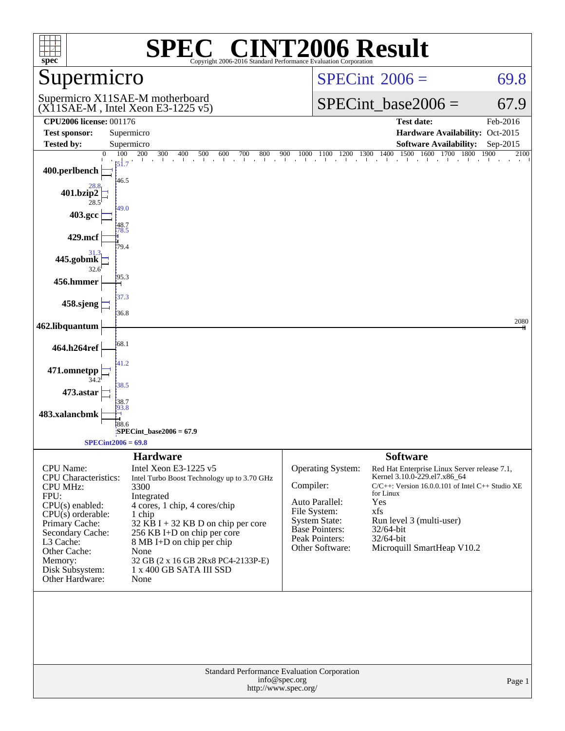# SPEC® CINT2006 Result

Copyright 2006-2016 Standard Performance Evaluation Corporation

## Supermicro

Supermicro X11SAE-M motherboard (X11SAE-M , Intel Xeon E3-1225 v5)

**SPECint 2006 = 69.8**

**SPECint_base2006 = 67.9**

| | | | |
|---|---|---|---|
| **CPU2006 license:** 001176 | | **Test date:** | Feb-2016 |
| **Test sponsor:** | Supermicro | **Hardware Availability:** | Oct-2015 |
| **Tested by:** | Supermicro | **Software Availability:** | Sep-2015 |

| Benchmark | Peak | Base |
|---|---|---|
| 400.perlbench | 51.7 | 46.5 |
| 401.bzip2 | 28.8 | 28.5 |
| 403.gcc | 49.0 | 48.7 |
| 429.mcf | 78.5 | 79.4 |
| 445.gobmk | 31.3 | 32.6 |
| 456.hmmer | 95.3 | |
| 458.sjeng | 37.3 | 36.8 |
| 462.libquantum | 2080 | |
| 464.h264ref | 68.1 | |
| 471.omnetpp | 41.2 | 34.2 |
| 473.astar | 38.5 | 38.7 |
| 483.xalancbmk | 93.8 | 88.6 |

SPECint_base2006 = 67.9

SPECint2006 = 69.8

## Hardware

| | |
|---|---|
| CPU Name: | Intel Xeon E3-1225 v5 |
| CPU Characteristics: | Intel Turbo Boost Technology up to 3.70 GHz |
| CPU MHz: | 3300 |
| FPU: | Integrated |
| CPU(s) enabled: | 4 cores, 1 chip, 4 cores/chip |
| CPU(s) orderable: | 1 chip |
| Primary Cache: | 32 KB I + 32 KB D on chip per core |
| Secondary Cache: | 256 KB I+D on chip per core |
| L3 Cache: | 8 MB I+D on chip per chip |
| Other Cache: | None |
| Memory: | 32 GB (2 x 16 GB 2Rx8 PC4-2133P-E) |
| Disk Subsystem: | 1 x 400 GB SATA III SSD |
| Other Hardware: | None |

## Software

| | |
|---|---|
| Operating System: | Red Hat Enterprise Linux Server release 7.1, Kernel 3.10.0-229.el7.x86_64 |
| Compiler: | C/C++: Version 16.0.0.101 of Intel C++ Studio XE for Linux |
| Auto Parallel: | Yes |
| File System: | xfs |
| System State: | Run level 3 (multi-user) |
| Base Pointers: | 32/64-bit |
| Peak Pointers: | 32/64-bit |
| Other Software: | Microquill SmartHeap V10.2 |

Standard Performance Evaluation Corporation
info@spec.org
http://www.spec.org/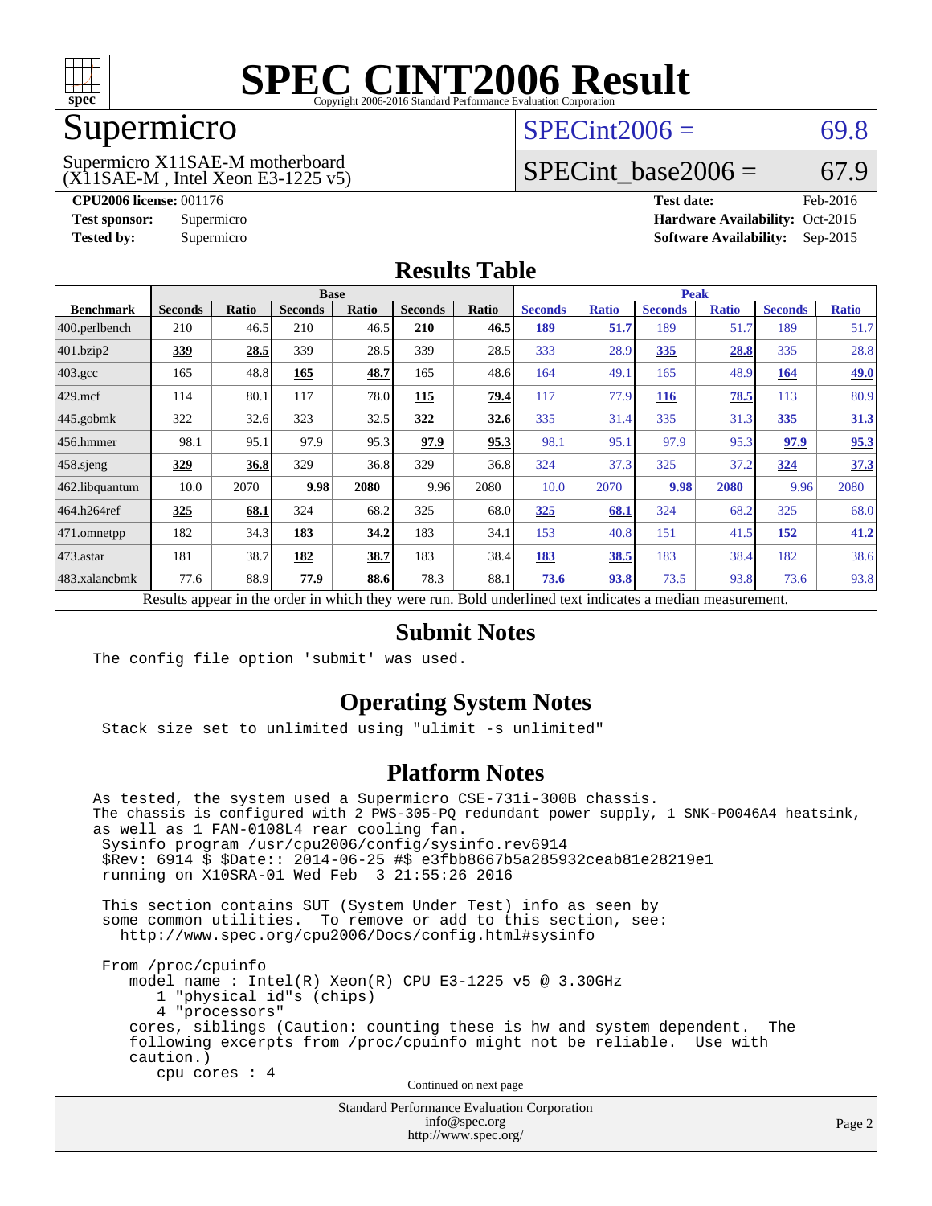# SPEC CINT2006 Result

Copyright 2006-2016 Standard Performance Evaluation Corporation

## Supermicro

Supermicro X11SAE-M motherboard
(X11SAE-M , Intel Xeon E3-1225 v5)

SPECint2006 = 69.8

SPECint_base2006 = 67.9

| | | | |
|---|---|---|---|
| **CPU2006 license:** 001176 | | **Test date:** | Feb-2016 |
| **Test sponsor:** | Supermicro | **Hardware Availability:** | Oct-2015 |
| **Tested by:** | Supermicro | **Software Availability:** | Sep-2015 |

## Results Table

| Benchmark | Base | | | | | | Peak | | | | | |
|---|---|---|---|---|---|---|---|---|---|---|---|---|
| | Seconds | Ratio | Seconds | Ratio | Seconds | Ratio | Seconds | Ratio | Seconds | Ratio | Seconds | Ratio |
| 400.perlbench | 210 | 46.5 | 210 | 46.5 | **210** | **46.5** | **189** | **51.7** | 189 | 51.7 | 189 | 51.7 |
| 401.bzip2 | **339** | **28.5** | 339 | 28.5 | 339 | 28.5 | 333 | 28.9 | **335** | **28.8** | 335 | 28.8 |
| 403.gcc | 165 | 48.8 | **165** | **48.7** | 165 | 48.6 | 164 | 49.1 | 165 | 48.9 | **164** | **49.0** |
| 429.mcf | 114 | 80.1 | 117 | 78.0 | **115** | **79.4** | 117 | 77.9 | **116** | **78.5** | 113 | 80.9 |
| 445.gobmk | 322 | 32.6 | 323 | 32.5 | **322** | **32.6** | 335 | 31.4 | 335 | 31.3 | **335** | **31.3** |
| 456.hmmer | 98.1 | 95.1 | 97.9 | 95.3 | **97.9** | **95.3** | 98.1 | 95.1 | 97.9 | 95.3 | **97.9** | **95.3** |
| 458.sjeng | **329** | **36.8** | 329 | 36.8 | 329 | 36.8 | 324 | 37.3 | 325 | 37.2 | **324** | **37.3** |
| 462.libquantum | 10.0 | 2070 | **9.98** | **2080** | 9.96 | 2080 | 10.0 | 2070 | **9.98** | **2080** | 9.96 | 2080 |
| 464.h264ref | **325** | **68.1** | 324 | 68.2 | 325 | 68.0 | **325** | **68.1** | 324 | 68.2 | 325 | 68.0 |
| 471.omnetpp | 182 | 34.3 | **183** | **34.2** | 183 | 34.1 | 153 | 40.8 | 151 | 41.5 | **152** | **41.2** |
| 473.astar | 181 | 38.7 | **182** | **38.7** | 183 | 38.4 | **183** | **38.5** | 183 | 38.4 | 182 | 38.6 |
| 483.xalancbmk | 77.6 | 88.9 | **77.9** | **88.6** | 78.3 | 88.1 | **73.6** | **93.8** | 73.5 | 93.8 | 73.6 | 93.8 |

Results appear in the order in which they were run. Bold underlined text indicates a median measurement.

## Submit Notes

```
The config file option 'submit' was used.
```

## Operating System Notes

```
Stack size set to unlimited using "ulimit -s unlimited"
```

## Platform Notes

```
As tested, the system used a Supermicro CSE-731i-300B chassis.
The chassis is configured with 2 PWS-305-PQ redundant power supply, 1 SNK-P0046A4 heatsink,
as well as 1 FAN-0108L4 rear cooling fan.
 Sysinfo program /usr/cpu2006/config/sysinfo.rev6914
 $Rev: 6914 $ $Date:: 2014-06-25 #$ e3fbb8667b5a285932ceab81e28219e1
 running on X10SRA-01 Wed Feb  3 21:55:26 2016

 This section contains SUT (System Under Test) info as seen by
 some common utilities.  To remove or add to this section, see:
   http://www.spec.org/cpu2006/Docs/config.html#sysinfo

 From /proc/cpuinfo
    model name : Intel(R) Xeon(R) CPU E3-1225 v5 @ 3.30GHz
       1 "physical id"s (chips)
       4 "processors"
    cores, siblings (Caution: counting these is hw and system dependent.  The
    following excerpts from /proc/cpuinfo might not be reliable.  Use with
    caution.)
       cpu cores : 4
```

Continued on next page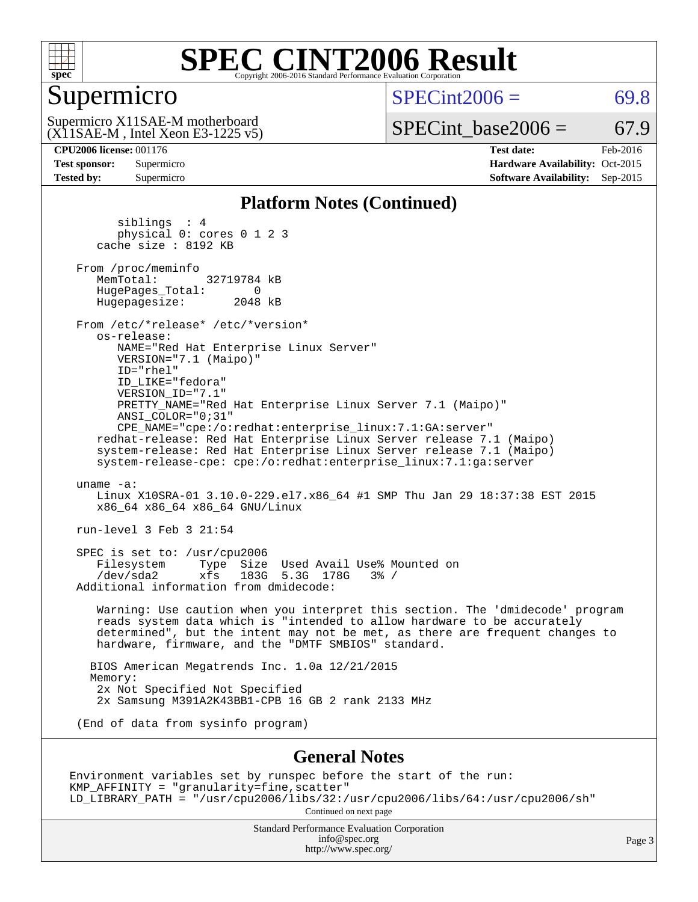# SPEC CINT2006 Result

Copyright 2006-2016 Standard Performance Evaluation Corporation

## Supermicro

Supermicro X11SAE-M motherboard
(X11SAE-M , Intel Xeon E3-1225 v5)

SPECint2006 = 69.8

SPECint_base2006 = 67.9

| | | | |
|---|---|---|---|
| **CPU2006 license:** | 001176 | **Test date:** | Feb-2016 |
| **Test sponsor:** | Supermicro | **Hardware Availability:** | Oct-2015 |
| **Tested by:** | Supermicro | **Software Availability:** | Sep-2015 |

## Platform Notes (Continued)

```
        siblings  : 4
        physical 0: cores 0 1 2 3
     cache size : 8192 KB

  From /proc/meminfo
     MemTotal:       32719784 kB
     HugePages_Total:       0
     Hugepagesize:       2048 kB

  From /etc/*release* /etc/*version*
     os-release:
        NAME="Red Hat Enterprise Linux Server"
        VERSION="7.1 (Maipo)"
        ID="rhel"
        ID_LIKE="fedora"
        VERSION_ID="7.1"
        PRETTY_NAME="Red Hat Enterprise Linux Server 7.1 (Maipo)"
        ANSI_COLOR="0;31"
        CPE_NAME="cpe:/o:redhat:enterprise_linux:7.1:GA:server"
     redhat-release: Red Hat Enterprise Linux Server release 7.1 (Maipo)
     system-release: Red Hat Enterprise Linux Server release 7.1 (Maipo)
     system-release-cpe: cpe:/o:redhat:enterprise_linux:7.1:ga:server

  uname -a:
     Linux X10SRA-01 3.10.0-229.el7.x86_64 #1 SMP Thu Jan 29 18:37:38 EST 2015
     x86_64 x86_64 x86_64 GNU/Linux

  run-level 3 Feb 3 21:54

  SPEC is set to: /usr/cpu2006
     Filesystem     Type  Size  Used Avail Use% Mounted on
     /dev/sda2      xfs   183G  5.3G  178G   3% /
  Additional information from dmidecode:

     Warning: Use caution when you interpret this section. The 'dmidecode' program
     reads system data which is "intended to allow hardware to be accurately
     determined", but the intent may not be met, as there are frequent changes to
     hardware, firmware, and the "DMTF SMBIOS" standard.

    BIOS American Megatrends Inc. 1.0a 12/21/2015
    Memory:
     2x Not Specified Not Specified
     2x Samsung M391A2K43BB1-CPB 16 GB 2 rank 2133 MHz

  (End of data from sysinfo program)
```

## General Notes

```
Environment variables set by runspec before the start of the run:
KMP_AFFINITY = "granularity=fine,scatter"
LD_LIBRARY_PATH = "/usr/cpu2006/libs/32:/usr/cpu2006/libs/64:/usr/cpu2006/sh"
```

Continued on next page

Standard Performance Evaluation Corporation
info@spec.org
http://www.spec.org/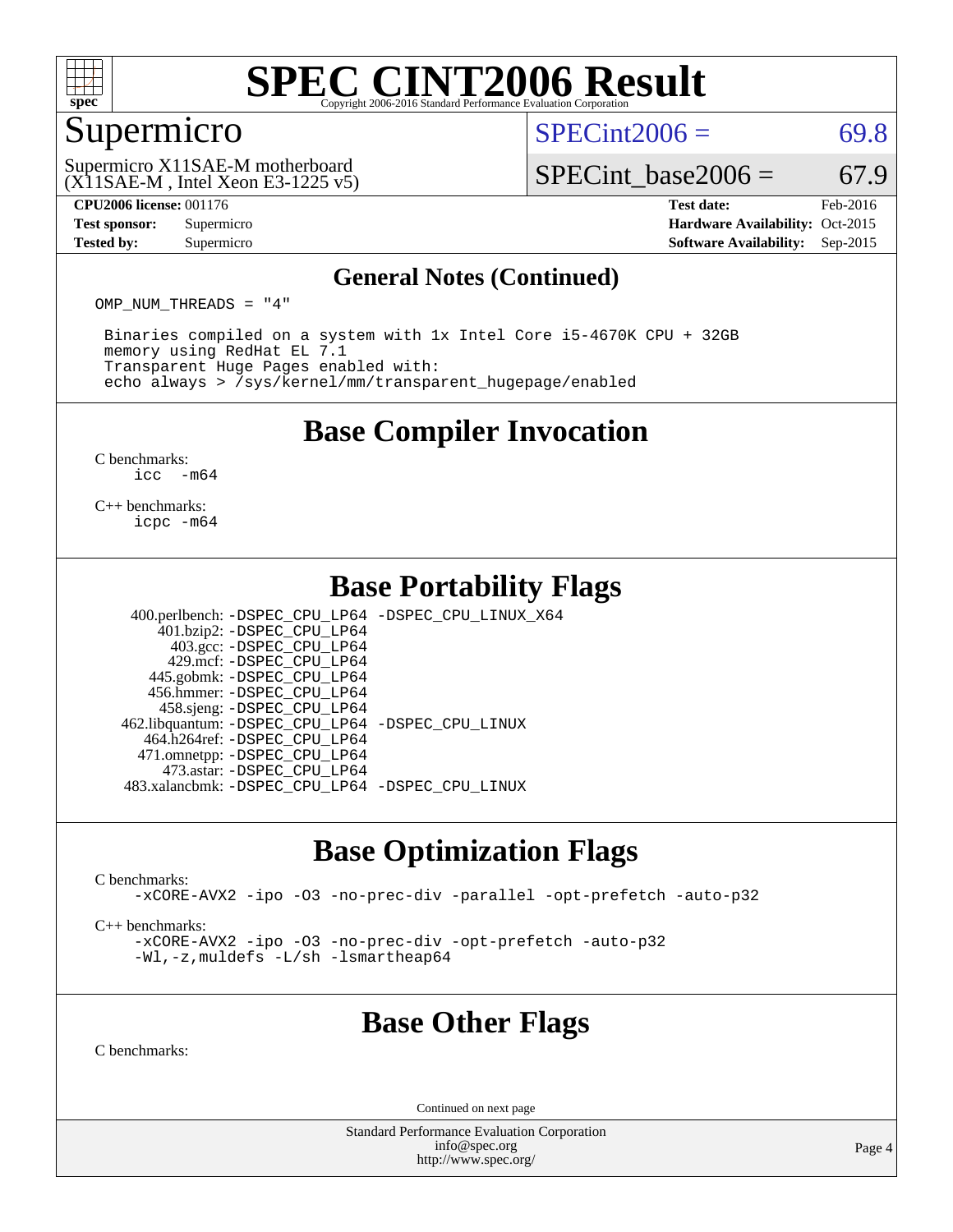# SPEC CINT2006 Result

## Supermicro

Supermicro X11SAE-M motherboard (X11SAE-M , Intel Xeon E3-1225 v5)

SPECint2006 = 69.8

SPECint_base2006 = 67.9

| | | | |
|---|---|---|---|
| **CPU2006 license:** 001176 | | **Test date:** | Feb-2016 |
| **Test sponsor:** | Supermicro | **Hardware Availability:** | Oct-2015 |
| **Tested by:** | Supermicro | **Software Availability:** | Sep-2015 |

### General Notes (Continued)

```
OMP_NUM_THREADS = "4"

 Binaries compiled on a system with 1x Intel Core i5-4670K CPU + 32GB
 memory using RedHat EL 7.1
 Transparent Huge Pages enabled with:
 echo always > /sys/kernel/mm/transparent_hugepage/enabled
```

## Base Compiler Invocation

C benchmarks:
```
icc  -m64
```

C++ benchmarks:
```
icpc -m64
```

## Base Portability Flags

| | |
|---|---|
| 400.perlbench: | -DSPEC_CPU_LP64 -DSPEC_CPU_LINUX_X64 |
| 401.bzip2: | -DSPEC_CPU_LP64 |
| 403.gcc: | -DSPEC_CPU_LP64 |
| 429.mcf: | -DSPEC_CPU_LP64 |
| 445.gobmk: | -DSPEC_CPU_LP64 |
| 456.hmmer: | -DSPEC_CPU_LP64 |
| 458.sjeng: | -DSPEC_CPU_LP64 |
| 462.libquantum: | -DSPEC_CPU_LP64 -DSPEC_CPU_LINUX |
| 464.h264ref: | -DSPEC_CPU_LP64 |
| 471.omnetpp: | -DSPEC_CPU_LP64 |
| 473.astar: | -DSPEC_CPU_LP64 |
| 483.xalancbmk: | -DSPEC_CPU_LP64 -DSPEC_CPU_LINUX |

## Base Optimization Flags

C benchmarks:
```
-xCORE-AVX2 -ipo -O3 -no-prec-div -parallel -opt-prefetch -auto-p32
```

C++ benchmarks:
```
-xCORE-AVX2 -ipo -O3 -no-prec-div -opt-prefetch -auto-p32
-Wl,-z,muldefs -L/sh -lsmartheap64
```

## Base Other Flags

C benchmarks:

Continued on next page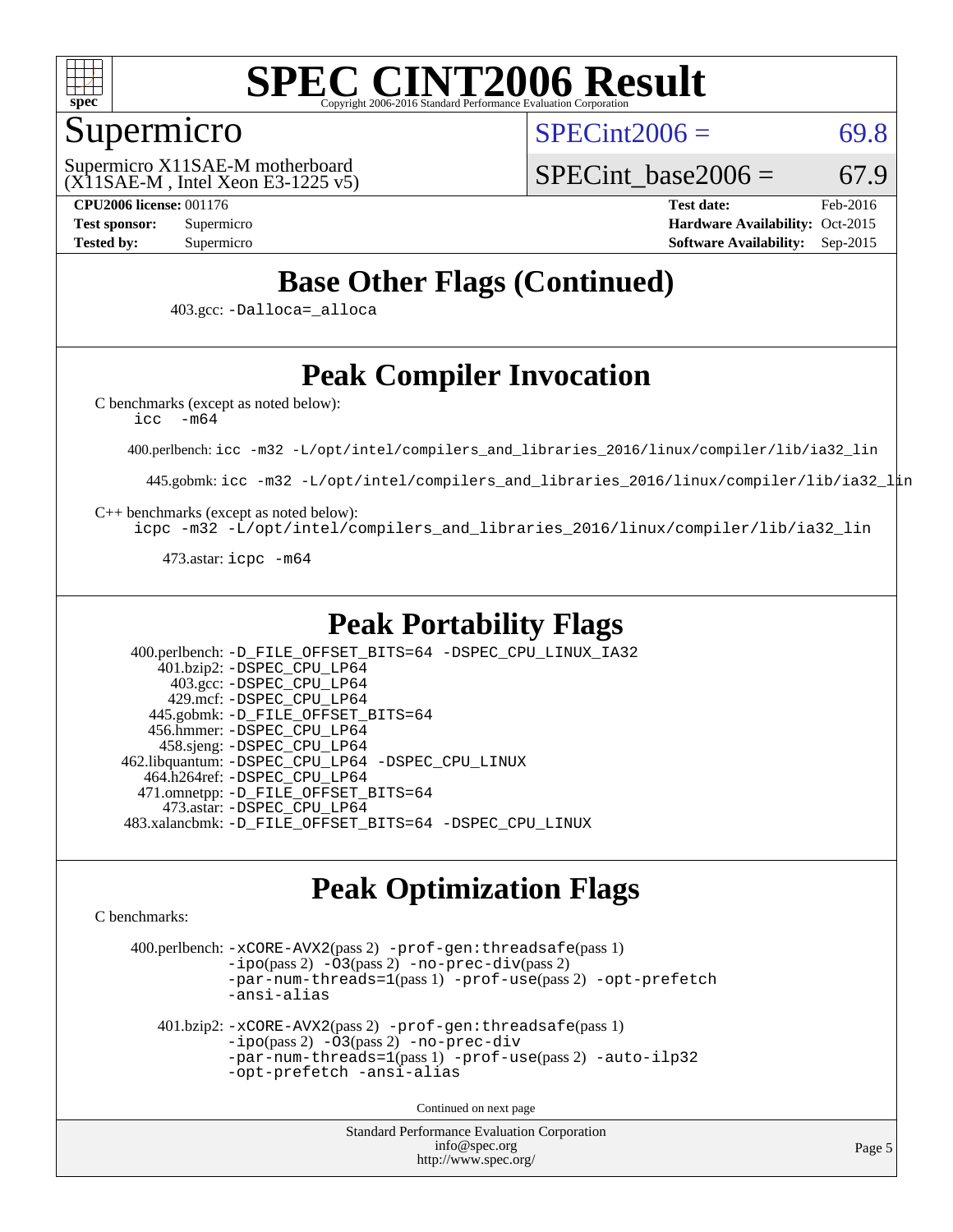# SPEC CINT2006 Result

Copyright 2006-2016 Standard Performance Evaluation Corporation

## Supermicro

Supermicro X11SAE-M motherboard (X11SAE-M , Intel Xeon E3-1225 v5)

SPECint2006 = 69.8

SPECint_base2006 = 67.9

**CPU2006 license:** 001176
**Test sponsor:** Supermicro
**Tested by:** Supermicro

**Test date:** Feb-2016
**Hardware Availability:** Oct-2015
**Software Availability:** Sep-2015

## Base Other Flags (Continued)

403.gcc: `-Dalloca=_alloca`

## Peak Compiler Invocation

C benchmarks (except as noted below):
`icc -m64`

400.perlbench: `icc -m32 -L/opt/intel/compilers_and_libraries_2016/linux/compiler/lib/ia32_lin`

445.gobmk: `icc -m32 -L/opt/intel/compilers_and_libraries_2016/linux/compiler/lib/ia32_lin`

C++ benchmarks (except as noted below):
`icpc -m32 -L/opt/intel/compilers_and_libraries_2016/linux/compiler/lib/ia32_lin`

473.astar: `icpc -m64`

## Peak Portability Flags

400.perlbench: `-D_FILE_OFFSET_BITS=64 -DSPEC_CPU_LINUX_IA32`
401.bzip2: `-DSPEC_CPU_LP64`
403.gcc: `-DSPEC_CPU_LP64`
429.mcf: `-DSPEC_CPU_LP64`
445.gobmk: `-D_FILE_OFFSET_BITS=64`
456.hmmer: `-DSPEC_CPU_LP64`
458.sjeng: `-DSPEC_CPU_LP64`
462.libquantum: `-DSPEC_CPU_LP64 -DSPEC_CPU_LINUX`
464.h264ref: `-DSPEC_CPU_LP64`
471.omnetpp: `-D_FILE_OFFSET_BITS=64`
473.astar: `-DSPEC_CPU_LP64`
483.xalancbmk: `-D_FILE_OFFSET_BITS=64 -DSPEC_CPU_LINUX`

## Peak Optimization Flags

C benchmarks:

400.perlbench: `-xCORE-AVX2`(pass 2) `-prof-gen:threadsafe`(pass 1) `-ipo`(pass 2) `-O3`(pass 2) `-no-prec-div`(pass 2) `-par-num-threads=1`(pass 1) `-prof-use`(pass 2) `-opt-prefetch` `-ansi-alias`

401.bzip2: `-xCORE-AVX2`(pass 2) `-prof-gen:threadsafe`(pass 1) `-ipo`(pass 2) `-O3`(pass 2) `-no-prec-div` `-par-num-threads=1`(pass 1) `-prof-use`(pass 2) `-auto-ilp32` `-opt-prefetch` `-ansi-alias`

Continued on next page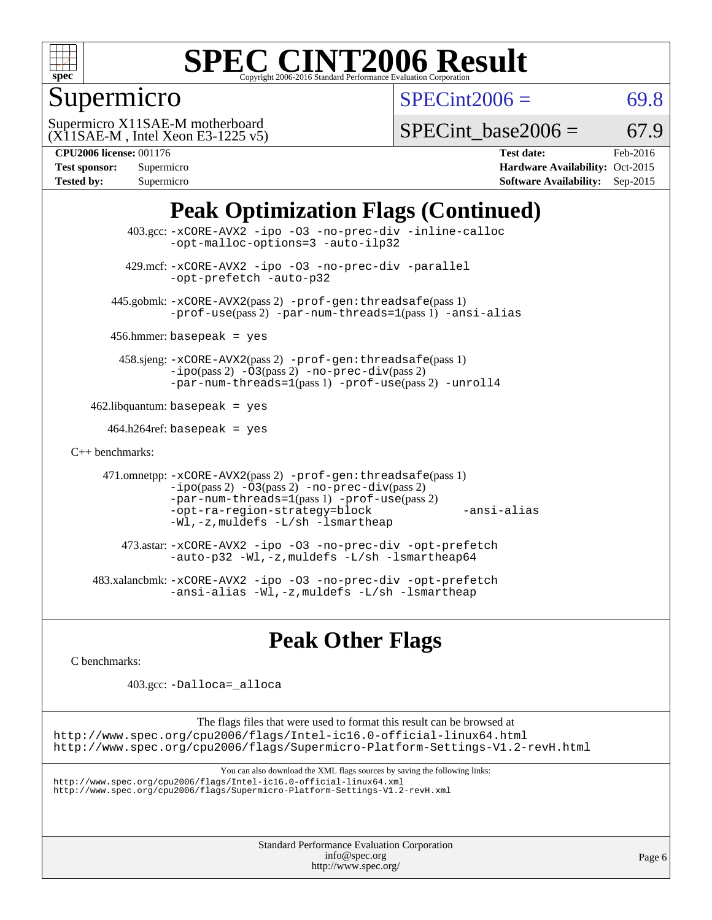# SPEC CINT2006 Result

Copyright 2006-2016 Standard Performance Evaluation Corporation

## Supermicro

Supermicro X11SAE-M motherboard
(X11SAE-M , Intel Xeon E3-1225 v5)

SPECint2006 = 69.8

SPECint_base2006 = 67.9

**CPU2006 license:** 001176
**Test sponsor:** Supermicro
**Tested by:** Supermicro

**Test date:** Feb-2016
**Hardware Availability:** Oct-2015
**Software Availability:** Sep-2015

## Peak Optimization Flags (Continued)

403.gcc: `-xCORE-AVX2 -ipo -O3 -no-prec-div -inline-calloc -opt-malloc-options=3 -auto-ilp32`

429.mcf: `-xCORE-AVX2 -ipo -O3 -no-prec-div -parallel -opt-prefetch -auto-p32`

445.gobmk: `-xCORE-AVX2`(pass 2) `-prof-gen:threadsafe`(pass 1) `-prof-use`(pass 2) `-par-num-threads=1`(pass 1) `-ansi-alias`

456.hmmer: `basepeak = yes`

458.sjeng: `-xCORE-AVX2`(pass 2) `-prof-gen:threadsafe`(pass 1) `-ipo`(pass 2) `-O3`(pass 2) `-no-prec-div`(pass 2) `-par-num-threads=1`(pass 1) `-prof-use`(pass 2) `-unroll4`

462.libquantum: `basepeak = yes`

464.h264ref: `basepeak = yes`

C++ benchmarks:

471.omnetpp: `-xCORE-AVX2`(pass 2) `-prof-gen:threadsafe`(pass 1) `-ipo`(pass 2) `-O3`(pass 2) `-no-prec-div`(pass 2) `-par-num-threads=1`(pass 1) `-prof-use`(pass 2) `-opt-ra-region-strategy=block` `-ansi-alias` `-Wl,-z,muldefs -L/sh -lsmartheap`

473.astar: `-xCORE-AVX2 -ipo -O3 -no-prec-div -opt-prefetch -auto-p32 -Wl,-z,muldefs -L/sh -lsmartheap64`

483.xalancbmk: `-xCORE-AVX2 -ipo -O3 -no-prec-div -opt-prefetch -ansi-alias -Wl,-z,muldefs -L/sh -lsmartheap`

## Peak Other Flags

C benchmarks:

403.gcc: `-Dalloca=_alloca`

The flags files that were used to format this result can be browsed at
http://www.spec.org/cpu2006/flags/Intel-ic16.0-official-linux64.html
http://www.spec.org/cpu2006/flags/Supermicro-Platform-Settings-V1.2-revH.html

You can also download the XML flags sources by saving the following links:
http://www.spec.org/cpu2006/flags/Intel-ic16.0-official-linux64.xml
http://www.spec.org/cpu2006/flags/Supermicro-Platform-Settings-V1.2-revH.xml

Standard Performance Evaluation Corporation
info@spec.org
http://www.spec.org/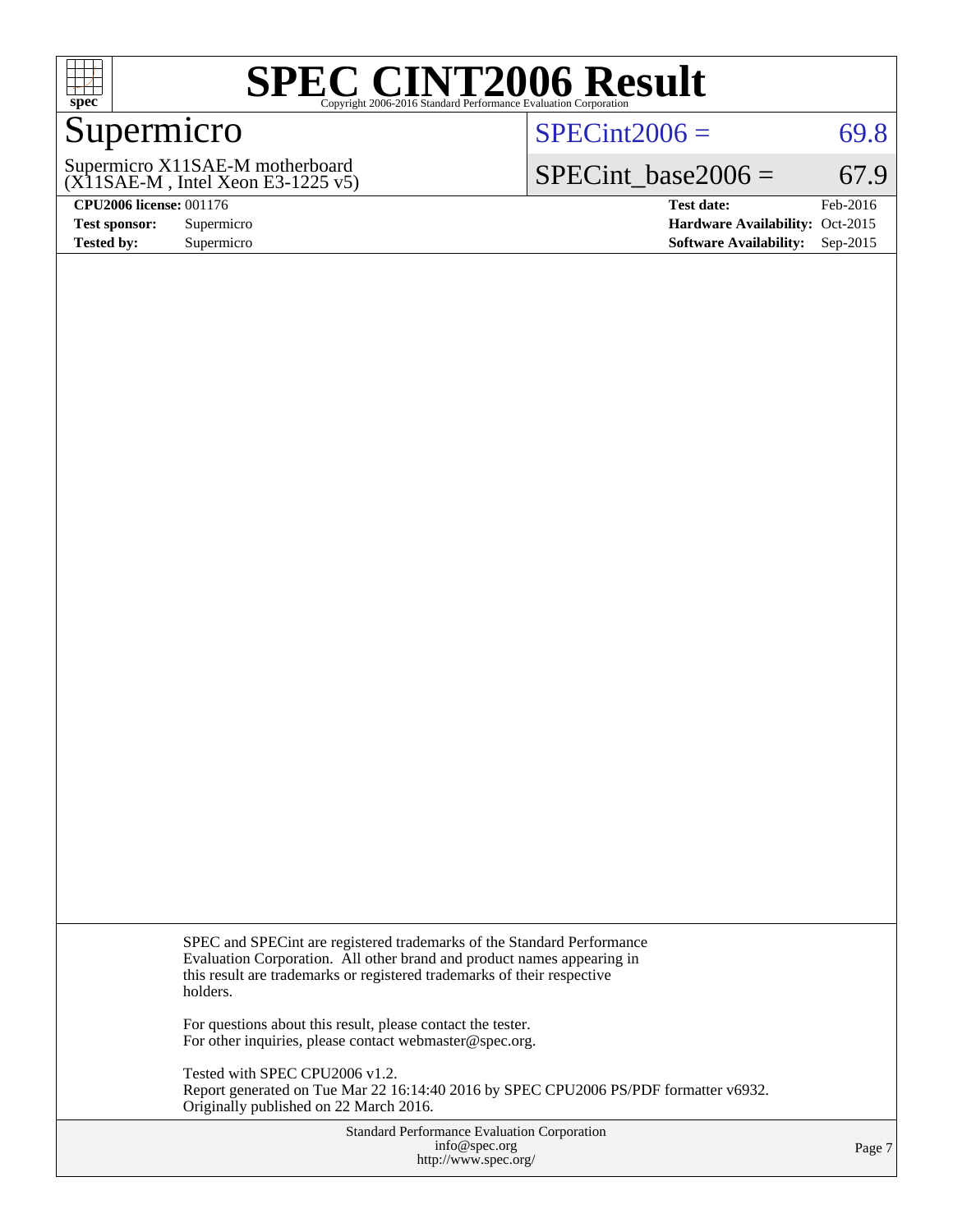SPEC and SPECint are registered trademarks of the Standard Performance Evaluation Corporation. All other brand and product names appearing in this result are trademarks or registered trademarks of their respective holders.

For questions about this result, please contact the tester.
For other inquiries, please contact webmaster@spec.org.

Tested with SPEC CPU2006 v1.2.
Report generated on Tue Mar 22 16:14:40 2016 by SPEC CPU2006 PS/PDF formatter v6932.
Originally published on 22 March 2016.